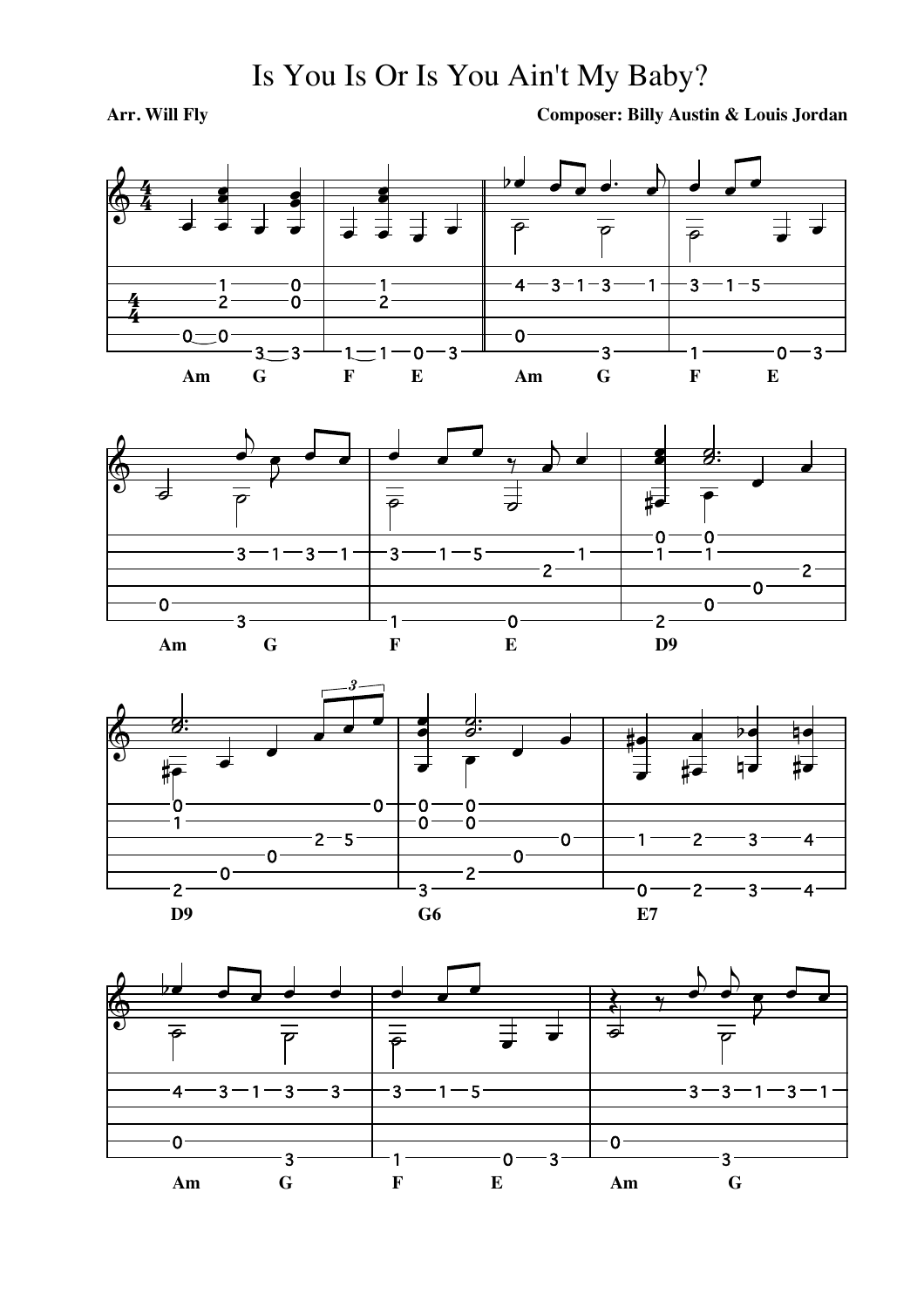# Is You Is Or Is You Ain't My Baby?

**Arr. Will Fly**

**Composer: Billy Austin & Louis Jordan**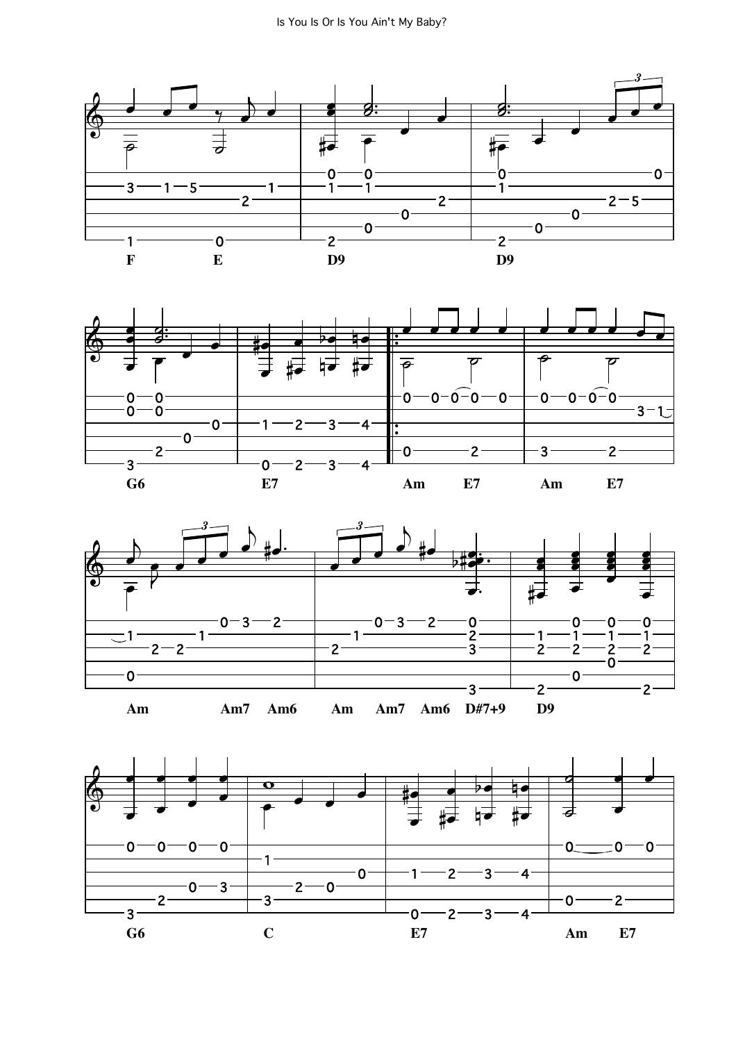F E D9 D9

G6 E7 Am E7 Am E7

Am Am7 Am6 Am Am7 Am6 D#7+9 D9

G6 C E7 Am E7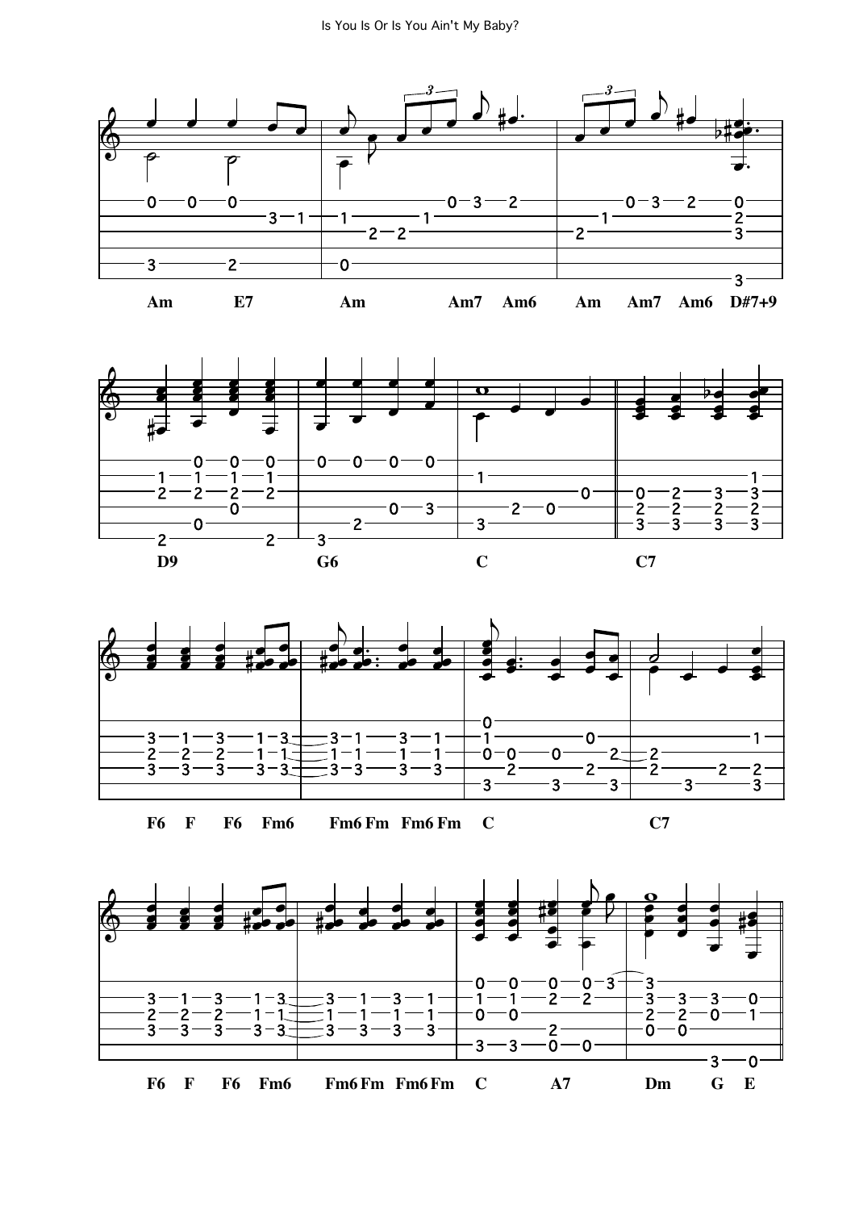Am E7 Am Am7 Am6 Am Am7 Am6 D#7+9

D9 G6 C C7

F6 F F6 Fm6 Fm6 Fm Fm6 Fm C C7

F6 F F6 Fm6 Fm6 Fm Fm6 Fm C A7 Dm G E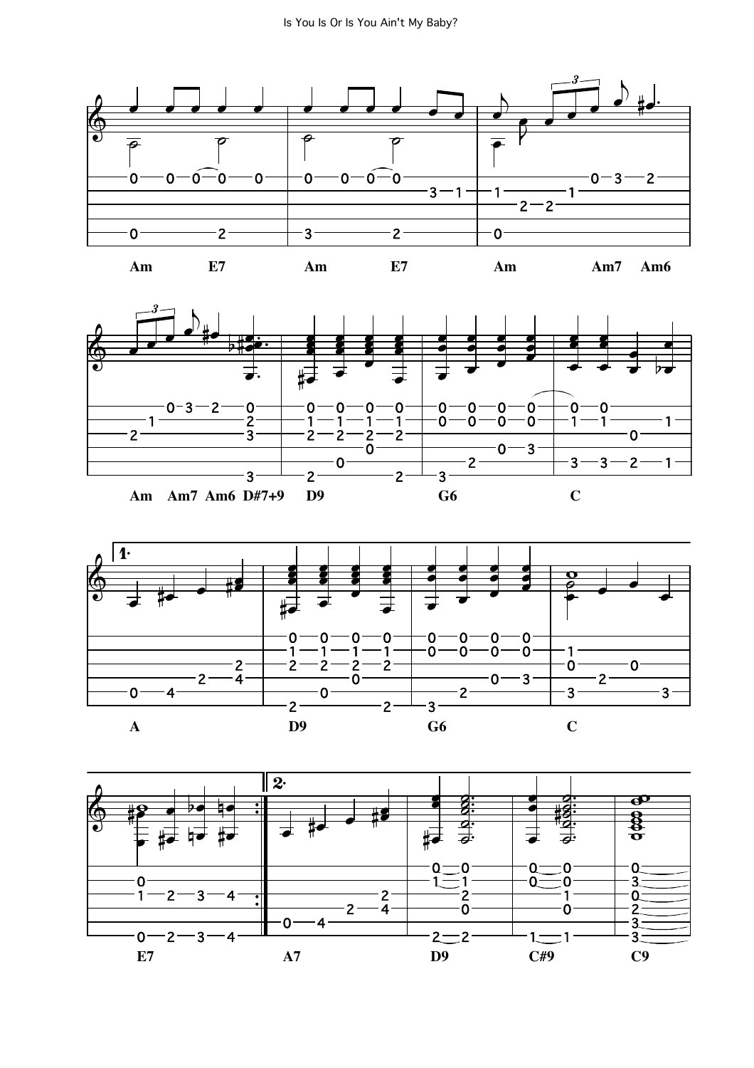Am E7 Am E7 Am Am7 Am6

Am Am7 Am6 D#7+9 D9 G6 C

1.

A D9 G6 C

2.

E7 A7 D9 C#9 C9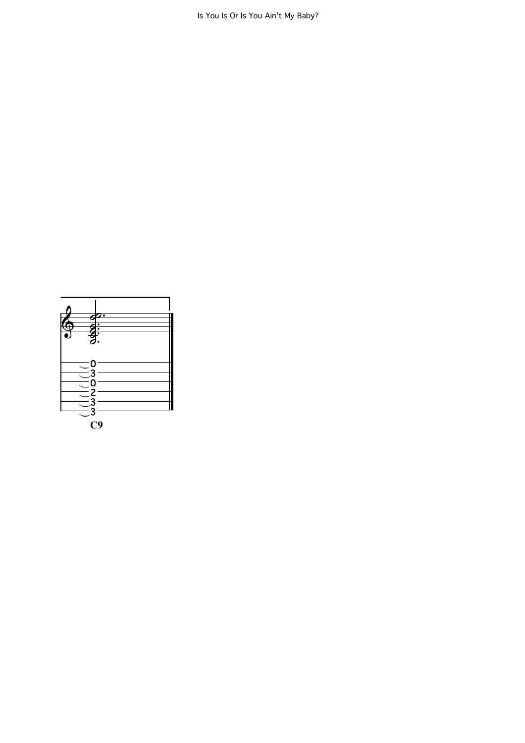0
3
0
2
3
3

C9